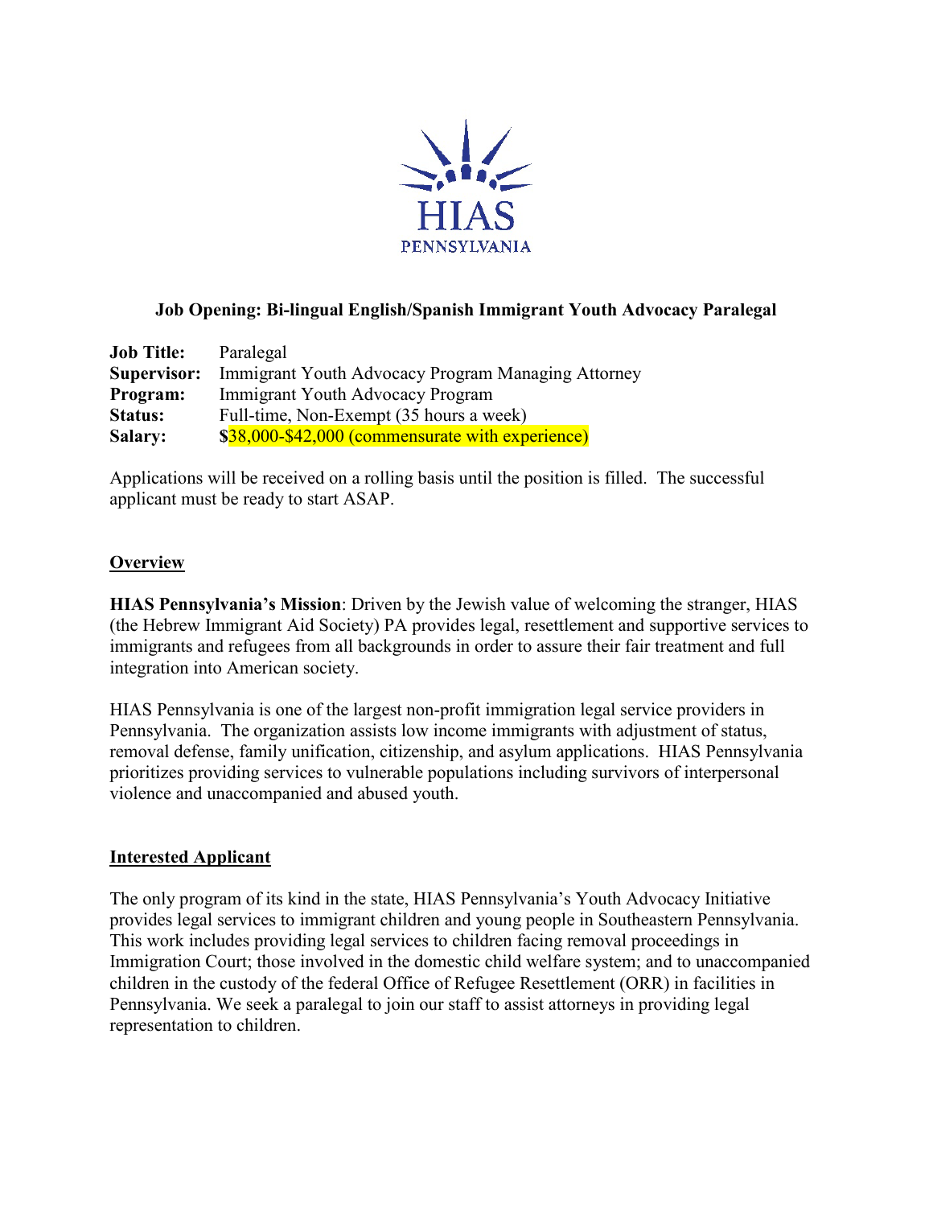HIAS
PENNSYLVANIA

**Job Opening: Bi-lingual English/Spanish Immigrant Youth Advocacy Paralegal**

**Job Title:** Paralegal
**Supervisor:** Immigrant Youth Advocacy Program Managing Attorney
**Program:** Immigrant Youth Advocacy Program
**Status:** Full-time, Non-Exempt (35 hours a week)
**Salary:** $38,000-$42,000 (commensurate with experience)

Applications will be received on a rolling basis until the position is filled. The successful applicant must be ready to start ASAP.

## Overview

**HIAS Pennsylvania's Mission**: Driven by the Jewish value of welcoming the stranger, HIAS (the Hebrew Immigrant Aid Society) PA provides legal, resettlement and supportive services to immigrants and refugees from all backgrounds in order to assure their fair treatment and full integration into American society.

HIAS Pennsylvania is one of the largest non-profit immigration legal service providers in Pennsylvania. The organization assists low income immigrants with adjustment of status, removal defense, family unification, citizenship, and asylum applications. HIAS Pennsylvania prioritizes providing services to vulnerable populations including survivors of interpersonal violence and unaccompanied and abused youth.

## Interested Applicant

The only program of its kind in the state, HIAS Pennsylvania's Youth Advocacy Initiative provides legal services to immigrant children and young people in Southeastern Pennsylvania. This work includes providing legal services to children facing removal proceedings in Immigration Court; those involved in the domestic child welfare system; and to unaccompanied children in the custody of the federal Office of Refugee Resettlement (ORR) in facilities in Pennsylvania. We seek a paralegal to join our staff to assist attorneys in providing legal representation to children.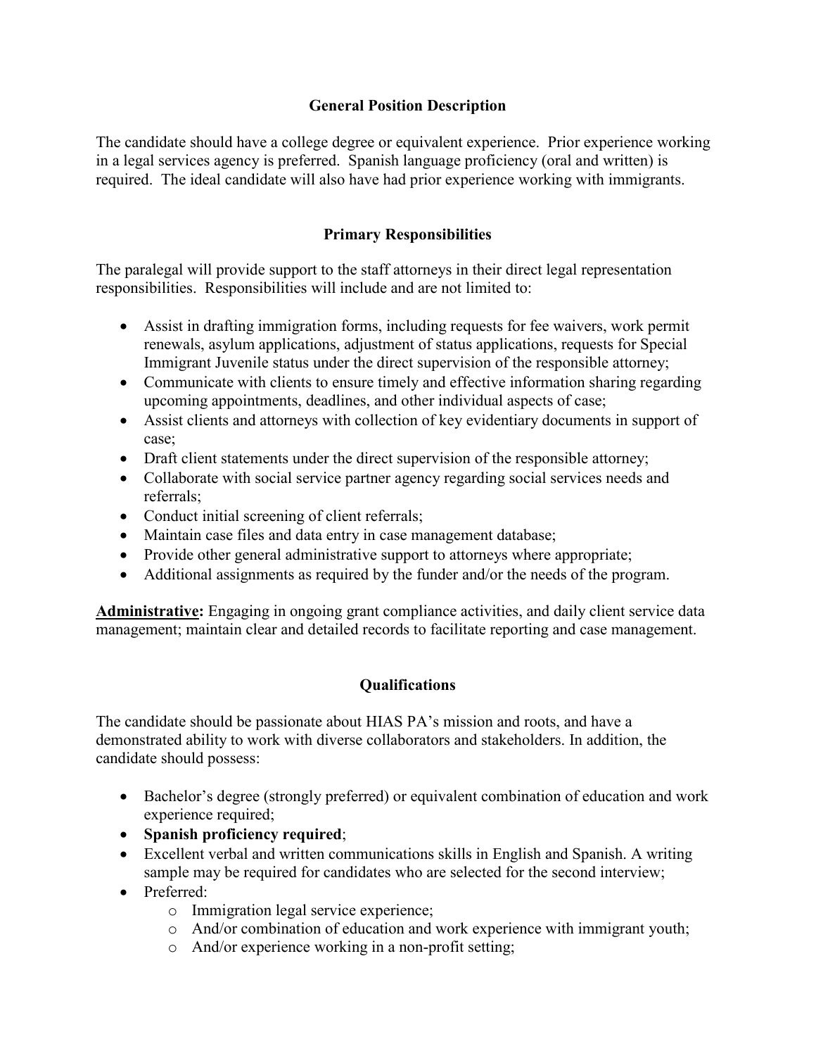## General Position Description

The candidate should have a college degree or equivalent experience. Prior experience working in a legal services agency is preferred. Spanish language proficiency (oral and written) is required. The ideal candidate will also have had prior experience working with immigrants.

## Primary Responsibilities

The paralegal will provide support to the staff attorneys in their direct legal representation responsibilities. Responsibilities will include and are not limited to:

- Assist in drafting immigration forms, including requests for fee waivers, work permit renewals, asylum applications, adjustment of status applications, requests for Special Immigrant Juvenile status under the direct supervision of the responsible attorney;
- Communicate with clients to ensure timely and effective information sharing regarding upcoming appointments, deadlines, and other individual aspects of case;
- Assist clients and attorneys with collection of key evidentiary documents in support of case;
- Draft client statements under the direct supervision of the responsible attorney;
- Collaborate with social service partner agency regarding social services needs and referrals;
- Conduct initial screening of client referrals;
- Maintain case files and data entry in case management database;
- Provide other general administrative support to attorneys where appropriate;
- Additional assignments as required by the funder and/or the needs of the program.

**Administrative:** Engaging in ongoing grant compliance activities, and daily client service data management; maintain clear and detailed records to facilitate reporting and case management.

## Qualifications

The candidate should be passionate about HIAS PA's mission and roots, and have a demonstrated ability to work with diverse collaborators and stakeholders. In addition, the candidate should possess:

- Bachelor's degree (strongly preferred) or equivalent combination of education and work experience required;
- **Spanish proficiency required**;
- Excellent verbal and written communications skills in English and Spanish. A writing sample may be required for candidates who are selected for the second interview;
- Preferred:
    - Immigration legal service experience;
    - And/or combination of education and work experience with immigrant youth;
    - And/or experience working in a non-profit setting;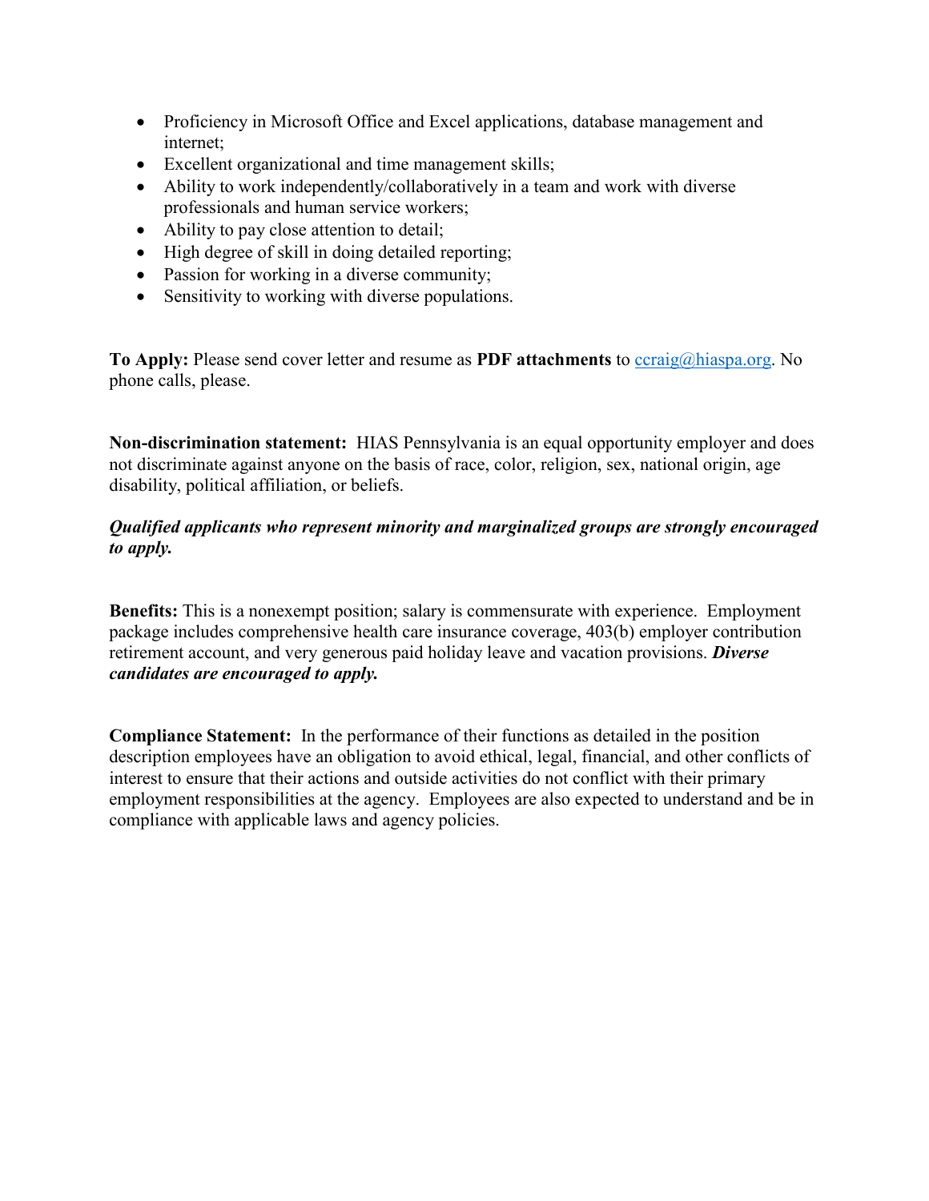- Proficiency in Microsoft Office and Excel applications, database management and internet;
- Excellent organizational and time management skills;
- Ability to work independently/collaboratively in a team and work with diverse professionals and human service workers;
- Ability to pay close attention to detail;
- High degree of skill in doing detailed reporting;
- Passion for working in a diverse community;
- Sensitivity to working with diverse populations.

**To Apply:** Please send cover letter and resume as **PDF attachments** to ccraig@hiaspa.org. No phone calls, please.

**Non-discrimination statement:** HIAS Pennsylvania is an equal opportunity employer and does not discriminate against anyone on the basis of race, color, religion, sex, national origin, age disability, political affiliation, or beliefs.

***Qualified applicants who represent minority and marginalized groups are strongly encouraged to apply.***

**Benefits:** This is a nonexempt position; salary is commensurate with experience. Employment package includes comprehensive health care insurance coverage, 403(b) employer contribution retirement account, and very generous paid holiday leave and vacation provisions. ***Diverse candidates are encouraged to apply.***

**Compliance Statement:** In the performance of their functions as detailed in the position description employees have an obligation to avoid ethical, legal, financial, and other conflicts of interest to ensure that their actions and outside activities do not conflict with their primary employment responsibilities at the agency. Employees are also expected to understand and be in compliance with applicable laws and agency policies.